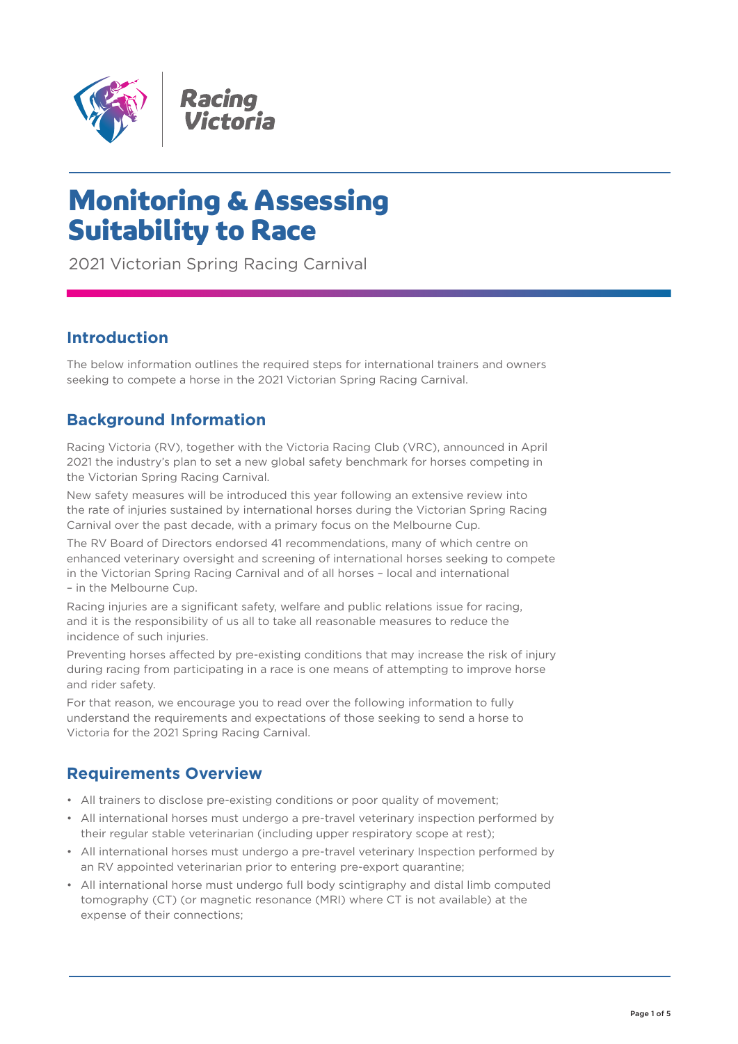Racing Victoria

# Monitoring & Assessing Suitability to Race

2021 Victorian Spring Racing Carnival

## Introduction

The below information outlines the required steps for international trainers and owners seeking to compete a horse in the 2021 Victorian Spring Racing Carnival.

## Background Information

Racing Victoria (RV), together with the Victoria Racing Club (VRC), announced in April 2021 the industry's plan to set a new global safety benchmark for horses competing in the Victorian Spring Racing Carnival.

New safety measures will be introduced this year following an extensive review into the rate of injuries sustained by international horses during the Victorian Spring Racing Carnival over the past decade, with a primary focus on the Melbourne Cup.

The RV Board of Directors endorsed 41 recommendations, many of which centre on enhanced veterinary oversight and screening of international horses seeking to compete in the Victorian Spring Racing Carnival and of all horses – local and international – in the Melbourne Cup.

Racing injuries are a significant safety, welfare and public relations issue for racing, and it is the responsibility of us all to take all reasonable measures to reduce the incidence of such injuries.

Preventing horses affected by pre-existing conditions that may increase the risk of injury during racing from participating in a race is one means of attempting to improve horse and rider safety.

For that reason, we encourage you to read over the following information to fully understand the requirements and expectations of those seeking to send a horse to Victoria for the 2021 Spring Racing Carnival.

## Requirements Overview

- All trainers to disclose pre-existing conditions or poor quality of movement;
- All international horses must undergo a pre-travel veterinary inspection performed by their regular stable veterinarian (including upper respiratory scope at rest);
- All international horses must undergo a pre-travel veterinary Inspection performed by an RV appointed veterinarian prior to entering pre-export quarantine;
- All international horse must undergo full body scintigraphy and distal limb computed tomography (CT) (or magnetic resonance (MRI) where CT is not available) at the expense of their connections;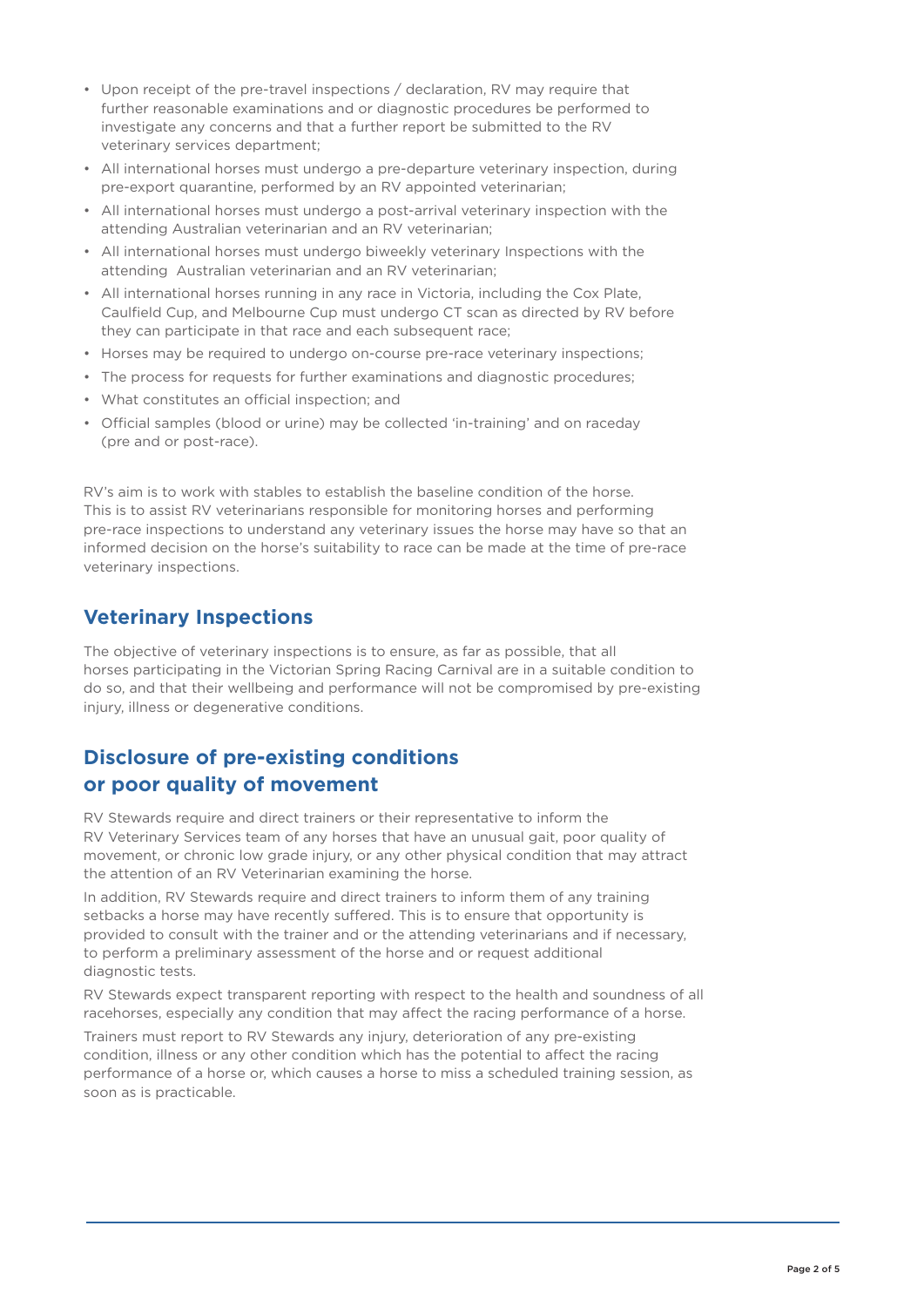- Upon receipt of the pre-travel inspections / declaration, RV may require that further reasonable examinations and or diagnostic procedures be performed to investigate any concerns and that a further report be submitted to the RV veterinary services department;
- All international horses must undergo a pre-departure veterinary inspection, during pre-export quarantine, performed by an RV appointed veterinarian;
- All international horses must undergo a post-arrival veterinary inspection with the attending Australian veterinarian and an RV veterinarian;
- All international horses must undergo biweekly veterinary Inspections with the attending Australian veterinarian and an RV veterinarian;
- All international horses running in any race in Victoria, including the Cox Plate, Caulfield Cup, and Melbourne Cup must undergo CT scan as directed by RV before they can participate in that race and each subsequent race;
- Horses may be required to undergo on-course pre-race veterinary inspections;
- The process for requests for further examinations and diagnostic procedures;
- What constitutes an official inspection; and
- Official samples (blood or urine) may be collected 'in-training' and on raceday (pre and or post-race).

RV's aim is to work with stables to establish the baseline condition of the horse. This is to assist RV veterinarians responsible for monitoring horses and performing pre-race inspections to understand any veterinary issues the horse may have so that an informed decision on the horse's suitability to race can be made at the time of pre-race veterinary inspections.

## Veterinary Inspections

The objective of veterinary inspections is to ensure, as far as possible, that all horses participating in the Victorian Spring Racing Carnival are in a suitable condition to do so, and that their wellbeing and performance will not be compromised by pre-existing injury, illness or degenerative conditions.

## Disclosure of pre-existing conditions or poor quality of movement

RV Stewards require and direct trainers or their representative to inform the RV Veterinary Services team of any horses that have an unusual gait, poor quality of movement, or chronic low grade injury, or any other physical condition that may attract the attention of an RV Veterinarian examining the horse.

In addition, RV Stewards require and direct trainers to inform them of any training setbacks a horse may have recently suffered. This is to ensure that opportunity is provided to consult with the trainer and or the attending veterinarians and if necessary, to perform a preliminary assessment of the horse and or request additional diagnostic tests.

RV Stewards expect transparent reporting with respect to the health and soundness of all racehorses, especially any condition that may affect the racing performance of a horse.

Trainers must report to RV Stewards any injury, deterioration of any pre-existing condition, illness or any other condition which has the potential to affect the racing performance of a horse or, which causes a horse to miss a scheduled training session, as soon as is practicable.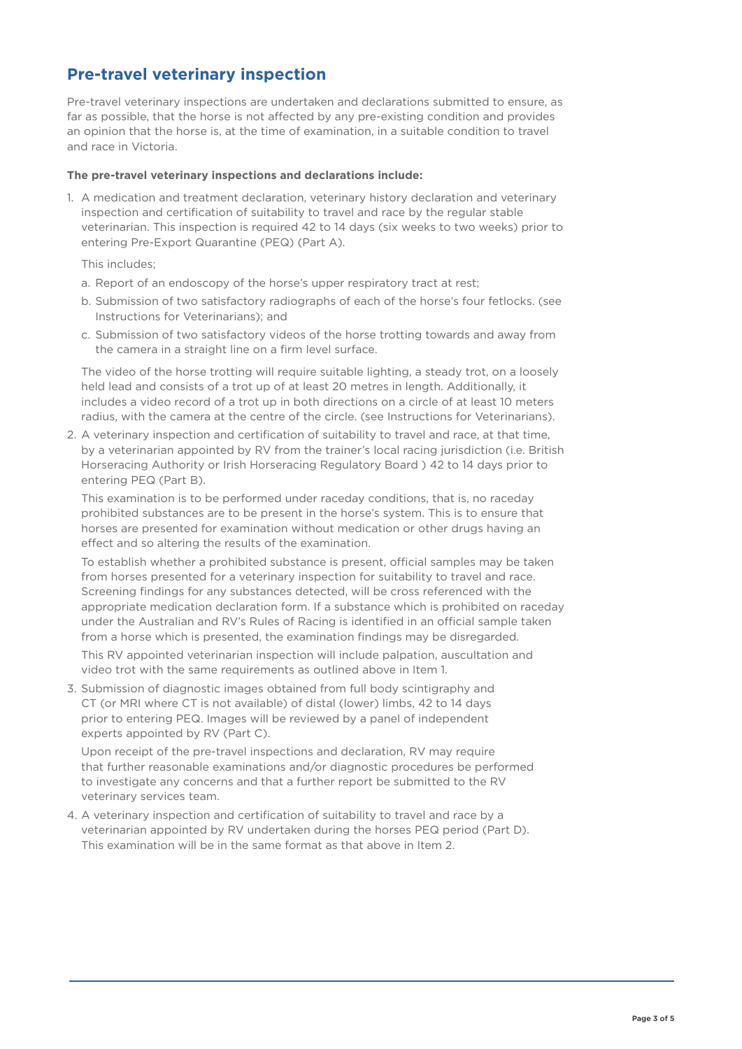## Pre-travel veterinary inspection

Pre-travel veterinary inspections are undertaken and declarations submitted to ensure, as far as possible, that the horse is not affected by any pre-existing condition and provides an opinion that the horse is, at the time of examination, in a suitable condition to travel and race in Victoria.

**The pre-travel veterinary inspections and declarations include:**

1. A medication and treatment declaration, veterinary history declaration and veterinary inspection and certification of suitability to travel and race by the regular stable veterinarian. This inspection is required 42 to 14 days (six weeks to two weeks) prior to entering Pre-Export Quarantine (PEQ) (Part A).

   This includes;

   a. Report of an endoscopy of the horse's upper respiratory tract at rest;

   b. Submission of two satisfactory radiographs of each of the horse's four fetlocks. (see Instructions for Veterinarians); and

   c. Submission of two satisfactory videos of the horse trotting towards and away from the camera in a straight line on a firm level surface.

   The video of the horse trotting will require suitable lighting, a steady trot, on a loosely held lead and consists of a trot up of at least 20 metres in length. Additionally, it includes a video record of a trot up in both directions on a circle of at least 10 meters radius, with the camera at the centre of the circle. (see Instructions for Veterinarians).

2. A veterinary inspection and certification of suitability to travel and race, at that time, by a veterinarian appointed by RV from the trainer's local racing jurisdiction (i.e. British Horseracing Authority or Irish Horseracing Regulatory Board ) 42 to 14 days prior to entering PEQ (Part B).

   This examination is to be performed under raceday conditions, that is, no raceday prohibited substances are to be present in the horse's system. This is to ensure that horses are presented for examination without medication or other drugs having an effect and so altering the results of the examination.

   To establish whether a prohibited substance is present, official samples may be taken from horses presented for a veterinary inspection for suitability to travel and race. Screening findings for any substances detected, will be cross referenced with the appropriate medication declaration form. If a substance which is prohibited on raceday under the Australian and RV's Rules of Racing is identified in an official sample taken from a horse which is presented, the examination findings may be disregarded.

   This RV appointed veterinarian inspection will include palpation, auscultation and video trot with the same requirements as outlined above in Item 1.

3. Submission of diagnostic images obtained from full body scintigraphy and CT (or MRI where CT is not available) of distal (lower) limbs, 42 to 14 days prior to entering PEQ. Images will be reviewed by a panel of independent experts appointed by RV (Part C).

   Upon receipt of the pre-travel inspections and declaration, RV may require that further reasonable examinations and/or diagnostic procedures be performed to investigate any concerns and that a further report be submitted to the RV veterinary services team.

4. A veterinary inspection and certification of suitability to travel and race by a veterinarian appointed by RV undertaken during the horses PEQ period (Part D). This examination will be in the same format as that above in Item 2.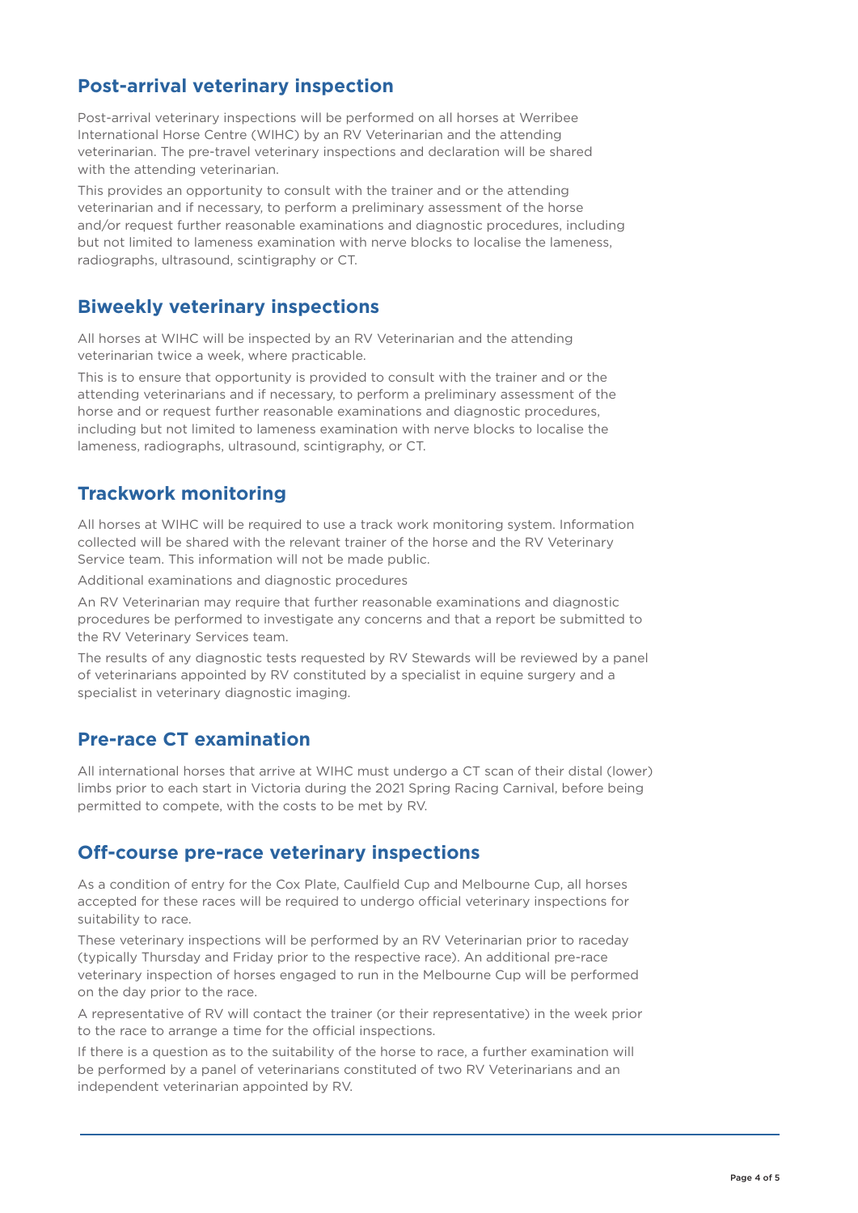## Post-arrival veterinary inspection

Post-arrival veterinary inspections will be performed on all horses at Werribee International Horse Centre (WIHC) by an RV Veterinarian and the attending veterinarian. The pre-travel veterinary inspections and declaration will be shared with the attending veterinarian.

This provides an opportunity to consult with the trainer and or the attending veterinarian and if necessary, to perform a preliminary assessment of the horse and/or request further reasonable examinations and diagnostic procedures, including but not limited to lameness examination with nerve blocks to localise the lameness, radiographs, ultrasound, scintigraphy or CT.

## Biweekly veterinary inspections

All horses at WIHC will be inspected by an RV Veterinarian and the attending veterinarian twice a week, where practicable.

This is to ensure that opportunity is provided to consult with the trainer and or the attending veterinarians and if necessary, to perform a preliminary assessment of the horse and or request further reasonable examinations and diagnostic procedures, including but not limited to lameness examination with nerve blocks to localise the lameness, radiographs, ultrasound, scintigraphy, or CT.

## Trackwork monitoring

All horses at WIHC will be required to use a track work monitoring system. Information collected will be shared with the relevant trainer of the horse and the RV Veterinary Service team. This information will not be made public.

Additional examinations and diagnostic procedures

An RV Veterinarian may require that further reasonable examinations and diagnostic procedures be performed to investigate any concerns and that a report be submitted to the RV Veterinary Services team.

The results of any diagnostic tests requested by RV Stewards will be reviewed by a panel of veterinarians appointed by RV constituted by a specialist in equine surgery and a specialist in veterinary diagnostic imaging.

## Pre-race CT examination

All international horses that arrive at WIHC must undergo a CT scan of their distal (lower) limbs prior to each start in Victoria during the 2021 Spring Racing Carnival, before being permitted to compete, with the costs to be met by RV.

## Off-course pre-race veterinary inspections

As a condition of entry for the Cox Plate, Caulfield Cup and Melbourne Cup, all horses accepted for these races will be required to undergo official veterinary inspections for suitability to race.

These veterinary inspections will be performed by an RV Veterinarian prior to raceday (typically Thursday and Friday prior to the respective race). An additional pre-race veterinary inspection of horses engaged to run in the Melbourne Cup will be performed on the day prior to the race.

A representative of RV will contact the trainer (or their representative) in the week prior to the race to arrange a time for the official inspections.

If there is a question as to the suitability of the horse to race, a further examination will be performed by a panel of veterinarians constituted of two RV Veterinarians and an independent veterinarian appointed by RV.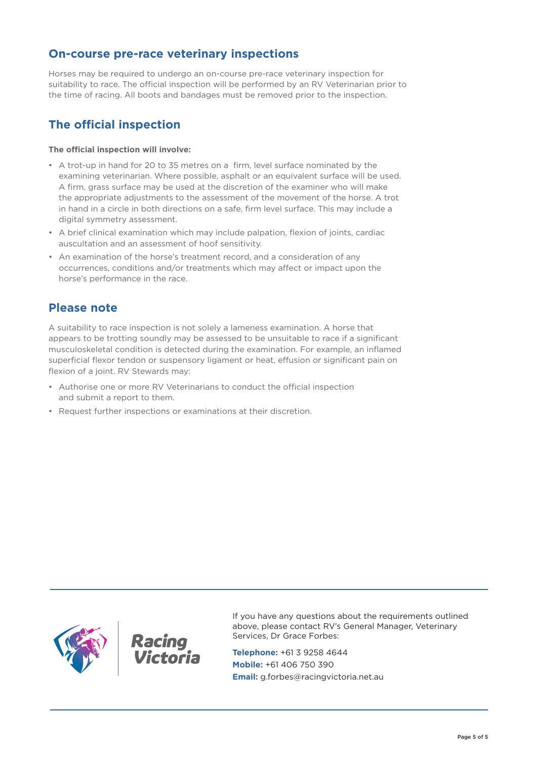## On-course pre-race veterinary inspections

Horses may be required to undergo an on-course pre-race veterinary inspection for suitability to race. The official inspection will be performed by an RV Veterinarian prior to the time of racing. All boots and bandages must be removed prior to the inspection.

## The official inspection

**The official inspection will involve:**

- A trot-up in hand for 20 to 35 metres on a firm, level surface nominated by the examining veterinarian. Where possible, asphalt or an equivalent surface will be used. A firm, grass surface may be used at the discretion of the examiner who will make the appropriate adjustments to the assessment of the movement of the horse. A trot in hand in a circle in both directions on a safe, firm level surface. This may include a digital symmetry assessment.
- A brief clinical examination which may include palpation, flexion of joints, cardiac auscultation and an assessment of hoof sensitivity.
- An examination of the horse's treatment record, and a consideration of any occurrences, conditions and/or treatments which may affect or impact upon the horse's performance in the race.

## Please note

A suitability to race inspection is not solely a lameness examination. A horse that appears to be trotting soundly may be assessed to be unsuitable to race if a significant musculoskeletal condition is detected during the examination. For example, an inflamed superficial flexor tendon or suspensory ligament or heat, effusion or significant pain on flexion of a joint. RV Stewards may:

- Authorise one or more RV Veterinarians to conduct the official inspection and submit a report to them.
- Request further inspections or examinations at their discretion.

Racing Victoria

If you have any questions about the requirements outlined above, please contact RV's General Manager, Veterinary Services, Dr Grace Forbes:

**Telephone:** +61 3 9258 4644
**Mobile:** +61 406 750 390
**Email:** g.forbes@racingvictoria.net.au